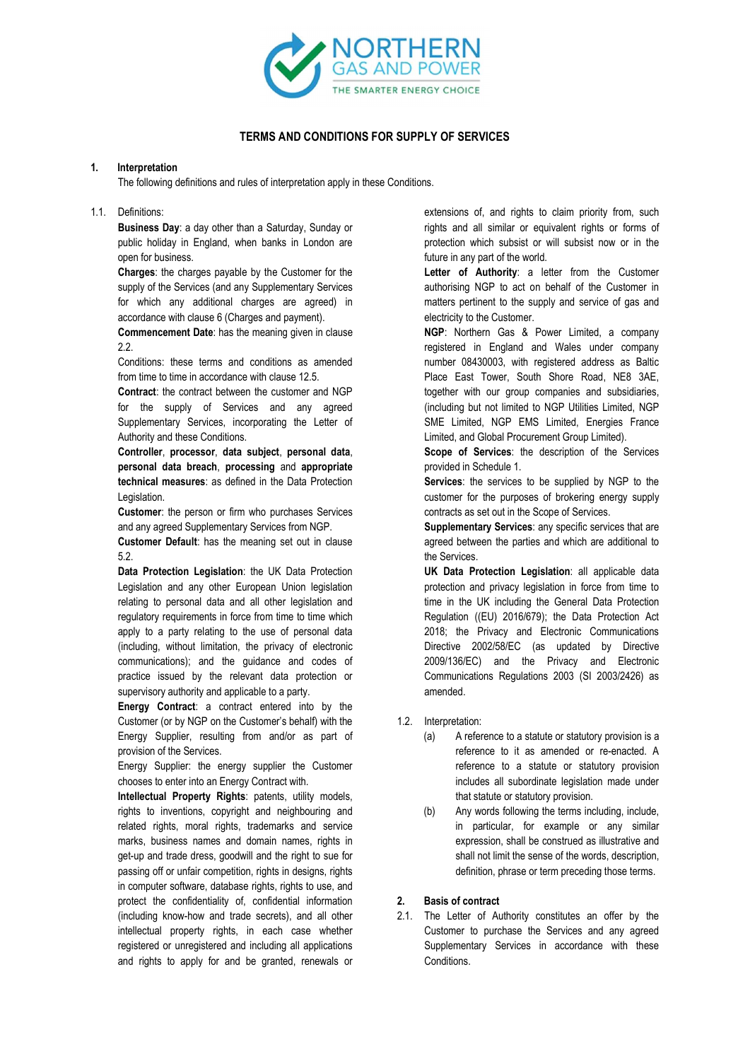# TERMS AND CONDITIONS FOR SUPPLY OF SERVICES

## 1. Interpretation

The following definitions and rules of interpretation apply in these Conditions.

1.1. Definitions:

**Business Day**: a day other than a Saturday, Sunday or public holiday in England, when banks in London are open for business.

**Charges**: the charges payable by the Customer for the supply of the Services (and any Supplementary Services for which any additional charges are agreed) in accordance with clause 6 (Charges and payment).

**Commencement Date**: has the meaning given in clause 2.2.

Conditions: these terms and conditions as amended from time to time in accordance with clause 12.5.

**Contract**: the contract between the customer and NGP for the supply of Services and any agreed Supplementary Services, incorporating the Letter of Authority and these Conditions.

**Controller**, **processor**, **data subject**, **personal data**, **personal data breach**, **processing** and **appropriate technical measures**: as defined in the Data Protection Legislation.

**Customer**: the person or firm who purchases Services and any agreed Supplementary Services from NGP.

**Customer Default**: has the meaning set out in clause 5.2.

**Data Protection Legislation**: the UK Data Protection Legislation and any other European Union legislation relating to personal data and all other legislation and regulatory requirements in force from time to time which apply to a party relating to the use of personal data (including, without limitation, the privacy of electronic communications); and the guidance and codes of practice issued by the relevant data protection or supervisory authority and applicable to a party.

**Energy Contract**: a contract entered into by the Customer (or by NGP on the Customer's behalf) with the Energy Supplier, resulting from and/or as part of provision of the Services.

Energy Supplier: the energy supplier the Customer chooses to enter into an Energy Contract with.

**Intellectual Property Rights**: patents, utility models, rights to inventions, copyright and neighbouring and related rights, moral rights, trademarks and service marks, business names and domain names, rights in get-up and trade dress, goodwill and the right to sue for passing off or unfair competition, rights in designs, rights in computer software, database rights, rights to use, and protect the confidentiality of, confidential information (including know-how and trade secrets), and all other intellectual property rights, in each case whether registered or unregistered and including all applications and rights to apply for and be granted, renewals or extensions of, and rights to claim priority from, such rights and all similar or equivalent rights or forms of protection which subsist or will subsist now or in the future in any part of the world.

**Letter of Authority**: a letter from the Customer authorising NGP to act on behalf of the Customer in matters pertinent to the supply and service of gas and electricity to the Customer.

**NGP**: Northern Gas & Power Limited, a company registered in England and Wales under company number 08430003, with registered address as Baltic Place East Tower, South Shore Road, NE8 3AE, together with our group companies and subsidiaries, (including but not limited to NGP Utilities Limited, NGP SME Limited, NGP EMS Limited, Energies France Limited, and Global Procurement Group Limited).

**Scope of Services**: the description of the Services provided in Schedule 1.

**Services**: the services to be supplied by NGP to the customer for the purposes of brokering energy supply contracts as set out in the Scope of Services.

**Supplementary Services**: any specific services that are agreed between the parties and which are additional to the Services.

**UK Data Protection Legislation**: all applicable data protection and privacy legislation in force from time to time in the UK including the General Data Protection Regulation ((EU) 2016/679); the Data Protection Act 2018; the Privacy and Electronic Communications Directive 2002/58/EC (as updated by Directive 2009/136/EC) and the Privacy and Electronic Communications Regulations 2003 (SI 2003/2426) as amended.

1.2. Interpretation:

(a) A reference to a statute or statutory provision is a reference to it as amended or re-enacted. A reference to a statute or statutory provision includes all subordinate legislation made under that statute or statutory provision.

(b) Any words following the terms including, include, in particular, for example or any similar expression, shall be construed as illustrative and shall not limit the sense of the words, description, definition, phrase or term preceding those terms.

## 2. Basis of contract

2.1. The Letter of Authority constitutes an offer by the Customer to purchase the Services and any agreed Supplementary Services in accordance with these Conditions.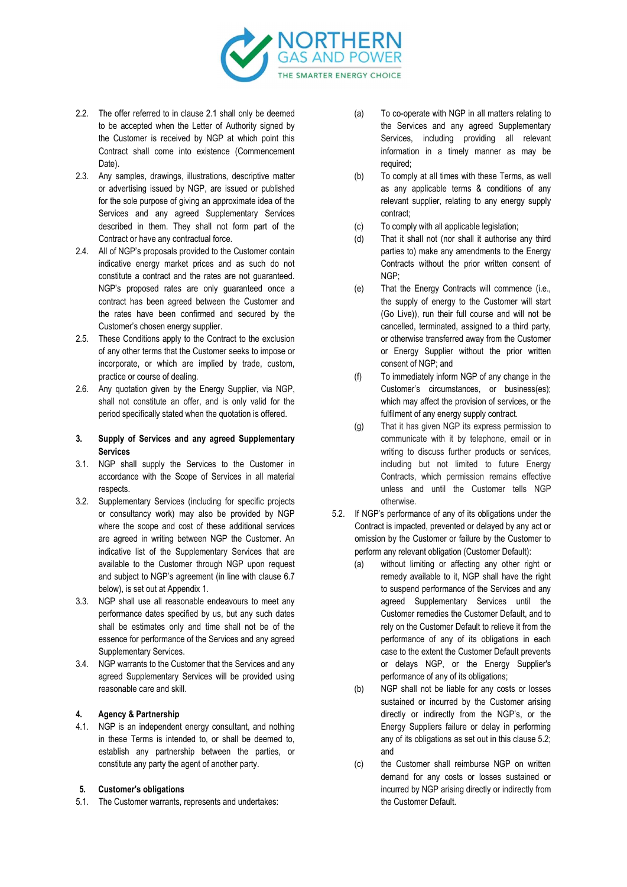2.2. The offer referred to in clause 2.1 shall only be deemed to be accepted when the Letter of Authority signed by the Customer is received by NGP at which point this Contract shall come into existence (Commencement Date).

2.3. Any samples, drawings, illustrations, descriptive matter or advertising issued by NGP, are issued or published for the sole purpose of giving an approximate idea of the Services and any agreed Supplementary Services described in them. They shall not form part of the Contract or have any contractual force.

2.4. All of NGP's proposals provided to the Customer contain indicative energy market prices and as such do not constitute a contract and the rates are not guaranteed. NGP's proposed rates are only guaranteed once a contract has been agreed between the Customer and the rates have been confirmed and secured by the Customer's chosen energy supplier.

2.5. These Conditions apply to the Contract to the exclusion of any other terms that the Customer seeks to impose or incorporate, or which are implied by trade, custom, practice or course of dealing.

2.6. Any quotation given by the Energy Supplier, via NGP, shall not constitute an offer, and is only valid for the period specifically stated when the quotation is offered.

## 3. Supply of Services and any agreed Supplementary Services

3.1. NGP shall supply the Services to the Customer in accordance with the Scope of Services in all material respects.

3.2. Supplementary Services (including for specific projects or consultancy work) may also be provided by NGP where the scope and cost of these additional services are agreed in writing between NGP the Customer. An indicative list of the Supplementary Services that are available to the Customer through NGP upon request and subject to NGP's agreement (in line with clause 6.7 below), is set out at Appendix 1.

3.3. NGP shall use all reasonable endeavours to meet any performance dates specified by us, but any such dates shall be estimates only and time shall not be of the essence for performance of the Services and any agreed Supplementary Services.

3.4. NGP warrants to the Customer that the Services and any agreed Supplementary Services will be provided using reasonable care and skill.

## 4. Agency & Partnership

4.1. NGP is an independent energy consultant, and nothing in these Terms is intended to, or shall be deemed to, establish any partnership between the parties, or constitute any party the agent of another party.

## 5. Customer's obligations

5.1. The Customer warrants, represents and undertakes:

(a) To co-operate with NGP in all matters relating to the Services and any agreed Supplementary Services, including providing all relevant information in a timely manner as may be required;

(b) To comply at all times with these Terms, as well as any applicable terms & conditions of any relevant supplier, relating to any energy supply contract;

(c) To comply with all applicable legislation;

(d) That it shall not (nor shall it authorise any third parties to) make any amendments to the Energy Contracts without the prior written consent of NGP;

(e) That the Energy Contracts will commence (i.e., the supply of energy to the Customer will start (Go Live)), run their full course and will not be cancelled, terminated, assigned to a third party, or otherwise transferred away from the Customer or Energy Supplier without the prior written consent of NGP; and

(f) To immediately inform NGP of any change in the Customer's circumstances, or business(es); which may affect the provision of services, or the fulfilment of any energy supply contract.

(g) That it has given NGP its express permission to communicate with it by telephone, email or in writing to discuss further products or services, including but not limited to future Energy Contracts, which permission remains effective unless and until the Customer tells NGP otherwise.

5.2. If NGP's performance of any of its obligations under the Contract is impacted, prevented or delayed by any act or omission by the Customer or failure by the Customer to perform any relevant obligation (Customer Default):

(a) without limiting or affecting any other right or remedy available to it, NGP shall have the right to suspend performance of the Services and any agreed Supplementary Services until the Customer remedies the Customer Default, and to rely on the Customer Default to relieve it from the performance of any of its obligations in each case to the extent the Customer Default prevents or delays NGP, or the Energy Supplier's performance of any of its obligations;

(b) NGP shall not be liable for any costs or losses sustained or incurred by the Customer arising directly or indirectly from the NGP's, or the Energy Suppliers failure or delay in performing any of its obligations as set out in this clause 5.2; and

(c) the Customer shall reimburse NGP on written demand for any costs or losses sustained or incurred by NGP arising directly or indirectly from the Customer Default.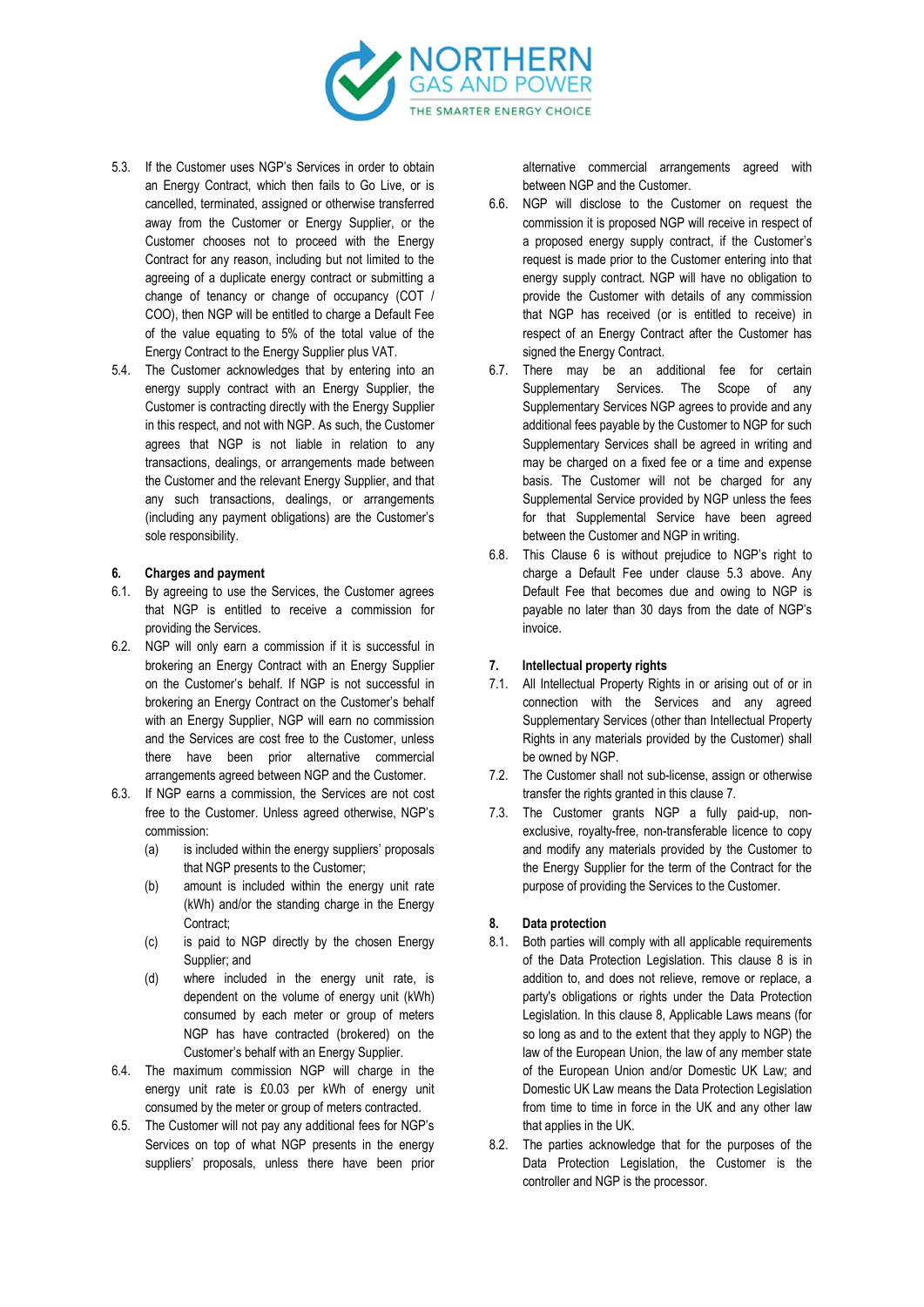5.3. If the Customer uses NGP's Services in order to obtain an Energy Contract, which then fails to Go Live, or is cancelled, terminated, assigned or otherwise transferred away from the Customer or Energy Supplier, or the Customer chooses not to proceed with the Energy Contract for any reason, including but not limited to the agreeing of a duplicate energy contract or submitting a change of tenancy or change of occupancy (COT / COO), then NGP will be entitled to charge a Default Fee of the value equating to 5% of the total value of the Energy Contract to the Energy Supplier plus VAT.

5.4. The Customer acknowledges that by entering into an energy supply contract with an Energy Supplier, the Customer is contracting directly with the Energy Supplier in this respect, and not with NGP. As such, the Customer agrees that NGP is not liable in relation to any transactions, dealings, or arrangements made between the Customer and the relevant Energy Supplier, and that any such transactions, dealings, or arrangements (including any payment obligations) are the Customer's sole responsibility.

## 6. Charges and payment

6.1. By agreeing to use the Services, the Customer agrees that NGP is entitled to receive a commission for providing the Services.

6.2. NGP will only earn a commission if it is successful in brokering an Energy Contract with an Energy Supplier on the Customer's behalf. If NGP is not successful in brokering an Energy Contract on the Customer's behalf with an Energy Supplier, NGP will earn no commission and the Services are cost free to the Customer, unless there have been prior alternative commercial arrangements agreed between NGP and the Customer.

6.3. If NGP earns a commission, the Services are not cost free to the Customer. Unless agreed otherwise, NGP's commission:

(a) is included within the energy suppliers' proposals that NGP presents to the Customer;

(b) amount is included within the energy unit rate (kWh) and/or the standing charge in the Energy Contract;

(c) is paid to NGP directly by the chosen Energy Supplier; and

(d) where included in the energy unit rate, is dependent on the volume of energy unit (kWh) consumed by each meter or group of meters NGP has have contracted (brokered) on the Customer's behalf with an Energy Supplier.

6.4. The maximum commission NGP will charge in the energy unit rate is £0.03 per kWh of energy unit consumed by the meter or group of meters contracted.

6.5. The Customer will not pay any additional fees for NGP's Services on top of what NGP presents in the energy suppliers' proposals, unless there have been prior alternative commercial arrangements agreed with between NGP and the Customer.

6.6. NGP will disclose to the Customer on request the commission it is proposed NGP will receive in respect of a proposed energy supply contract, if the Customer's request is made prior to the Customer entering into that energy supply contract. NGP will have no obligation to provide the Customer with details of any commission that NGP has received (or is entitled to receive) in respect of an Energy Contract after the Customer has signed the Energy Contract.

6.7. There may be an additional fee for certain Supplementary Services. The Scope of any Supplementary Services NGP agrees to provide and any additional fees payable by the Customer to NGP for such Supplementary Services shall be agreed in writing and may be charged on a fixed fee or a time and expense basis. The Customer will not be charged for any Supplemental Service provided by NGP unless the fees for that Supplemental Service have been agreed between the Customer and NGP in writing.

6.8. This Clause 6 is without prejudice to NGP's right to charge a Default Fee under clause 5.3 above. Any Default Fee that becomes due and owing to NGP is payable no later than 30 days from the date of NGP's invoice.

## 7. Intellectual property rights

7.1. All Intellectual Property Rights in or arising out of or in connection with the Services and any agreed Supplementary Services (other than Intellectual Property Rights in any materials provided by the Customer) shall be owned by NGP.

7.2. The Customer shall not sub-license, assign or otherwise transfer the rights granted in this clause 7.

7.3. The Customer grants NGP a fully paid-up, non-exclusive, royalty-free, non-transferable licence to copy and modify any materials provided by the Customer to the Energy Supplier for the term of the Contract for the purpose of providing the Services to the Customer.

## 8. Data protection

8.1. Both parties will comply with all applicable requirements of the Data Protection Legislation. This clause 8 is in addition to, and does not relieve, remove or replace, a party's obligations or rights under the Data Protection Legislation. In this clause 8, Applicable Laws means (for so long as and to the extent that they apply to NGP) the law of the European Union, the law of any member state of the European Union and/or Domestic UK Law; and Domestic UK Law means the Data Protection Legislation from time to time in force in the UK and any other law that applies in the UK.

8.2. The parties acknowledge that for the purposes of the Data Protection Legislation, the Customer is the controller and NGP is the processor.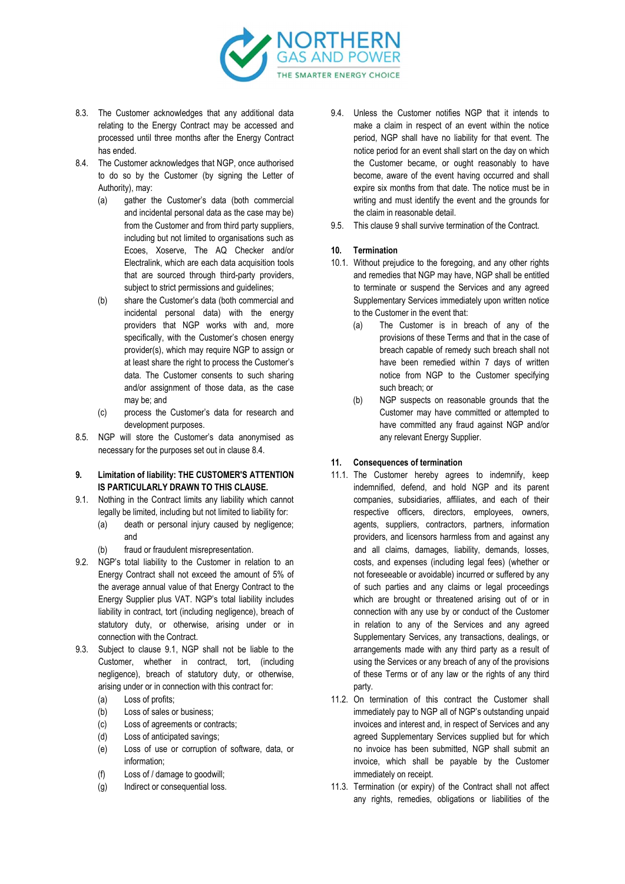8.3. The Customer acknowledges that any additional data relating to the Energy Contract may be accessed and processed until three months after the Energy Contract has ended.

8.4. The Customer acknowledges that NGP, once authorised to do so by the Customer (by signing the Letter of Authority), may:

(a) gather the Customer's data (both commercial and incidental personal data as the case may be) from the Customer and from third party suppliers, including but not limited to organisations such as Ecoes, Xoserve, The AQ Checker and/or Electralink, which are each data acquisition tools that are sourced through third-party providers, subject to strict permissions and guidelines;

(b) share the Customer's data (both commercial and incidental personal data) with the energy providers that NGP works with and, more specifically, with the Customer's chosen energy provider(s), which may require NGP to assign or at least share the right to process the Customer's data. The Customer consents to such sharing and/or assignment of those data, as the case may be; and

(c) process the Customer's data for research and development purposes.

8.5. NGP will store the Customer's data anonymised as necessary for the purposes set out in clause 8.4.

## 9. Limitation of liability: THE CUSTOMER'S ATTENTION IS PARTICULARLY DRAWN TO THIS CLAUSE.

9.1. Nothing in the Contract limits any liability which cannot legally be limited, including but not limited to liability for:

(a) death or personal injury caused by negligence; and

(b) fraud or fraudulent misrepresentation.

9.2. NGP's total liability to the Customer in relation to an Energy Contract shall not exceed the amount of 5% of the average annual value of that Energy Contract to the Energy Supplier plus VAT. NGP's total liability includes liability in contract, tort (including negligence), breach of statutory duty, or otherwise, arising under or in connection with the Contract.

9.3. Subject to clause 9.1, NGP shall not be liable to the Customer, whether in contract, tort, (including negligence), breach of statutory duty, or otherwise, arising under or in connection with this contract for:

(a) Loss of profits;

(b) Loss of sales or business;

(c) Loss of agreements or contracts;

(d) Loss of anticipated savings;

(e) Loss of use or corruption of software, data, or information;

(f) Loss of / damage to goodwill;

(g) Indirect or consequential loss.

9.4. Unless the Customer notifies NGP that it intends to make a claim in respect of an event within the notice period, NGP shall have no liability for that event. The notice period for an event shall start on the day on which the Customer became, or ought reasonably to have become, aware of the event having occurred and shall expire six months from that date. The notice must be in writing and must identify the event and the grounds for the claim in reasonable detail.

9.5. This clause 9 shall survive termination of the Contract.

## 10. Termination

10.1. Without prejudice to the foregoing, and any other rights and remedies that NGP may have, NGP shall be entitled to terminate or suspend the Services and any agreed Supplementary Services immediately upon written notice to the Customer in the event that:

(a) The Customer is in breach of any of the provisions of these Terms and that in the case of breach capable of remedy such breach shall not have been remedied within 7 days of written notice from NGP to the Customer specifying such breach; or

(b) NGP suspects on reasonable grounds that the Customer may have committed or attempted to have committed any fraud against NGP and/or any relevant Energy Supplier.

## 11. Consequences of termination

11.1. The Customer hereby agrees to indemnify, keep indemnified, defend, and hold NGP and its parent companies, subsidiaries, affiliates, and each of their respective officers, directors, employees, owners, agents, suppliers, contractors, partners, information providers, and licensors harmless from and against any and all claims, damages, liability, demands, losses, costs, and expenses (including legal fees) (whether or not foreseeable or avoidable) incurred or suffered by any of such parties and any claims or legal proceedings which are brought or threatened arising out of or in connection with any use by or conduct of the Customer in relation to any of the Services and any agreed Supplementary Services, any transactions, dealings, or arrangements made with any third party as a result of using the Services or any breach of any of the provisions of these Terms or of any law or the rights of any third party.

11.2. On termination of this contract the Customer shall immediately pay to NGP all of NGP's outstanding unpaid invoices and interest and, in respect of Services and any agreed Supplementary Services supplied but for which no invoice has been submitted, NGP shall submit an invoice, which shall be payable by the Customer immediately on receipt.

11.3. Termination (or expiry) of the Contract shall not affect any rights, remedies, obligations or liabilities of the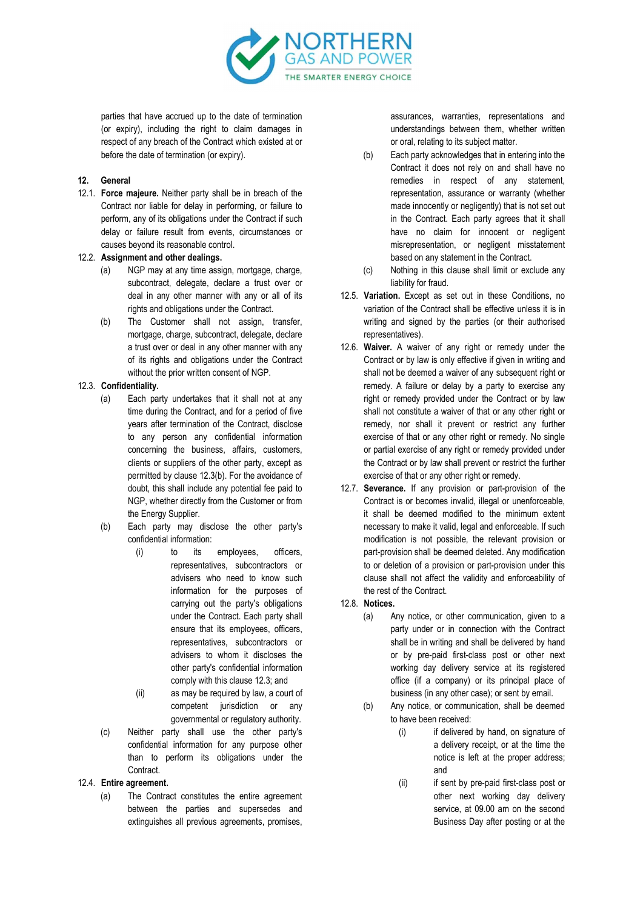parties that have accrued up to the date of termination (or expiry), including the right to claim damages in respect of any breach of the Contract which existed at or before the date of termination (or expiry).

**12. General**

12.1. **Force majeure.** Neither party shall be in breach of the Contract nor liable for delay in performing, or failure to perform, any of its obligations under the Contract if such delay or failure result from events, circumstances or causes beyond its reasonable control.

12.2. **Assignment and other dealings.**

(a) NGP may at any time assign, mortgage, charge, subcontract, delegate, declare a trust over or deal in any other manner with any or all of its rights and obligations under the Contract.

(b) The Customer shall not assign, transfer, mortgage, charge, subcontract, delegate, declare a trust over or deal in any other manner with any of its rights and obligations under the Contract without the prior written consent of NGP.

12.3. **Confidentiality.**

(a) Each party undertakes that it shall not at any time during the Contract, and for a period of five years after termination of the Contract, disclose to any person any confidential information concerning the business, affairs, customers, clients or suppliers of the other party, except as permitted by clause 12.3(b). For the avoidance of doubt, this shall include any potential fee paid to NGP, whether directly from the Customer or from the Energy Supplier.

(b) Each party may disclose the other party's confidential information:

(i) to its employees, officers, representatives, subcontractors or advisers who need to know such information for the purposes of carrying out the party's obligations under the Contract. Each party shall ensure that its employees, officers, representatives, subcontractors or advisers to whom it discloses the other party's confidential information comply with this clause 12.3; and

(ii) as may be required by law, a court of competent jurisdiction or any governmental or regulatory authority.

(c) Neither party shall use the other party's confidential information for any purpose other than to perform its obligations under the Contract.

12.4. **Entire agreement.**

(a) The Contract constitutes the entire agreement between the parties and supersedes and extinguishes all previous agreements, promises, assurances, warranties, representations and understandings between them, whether written or oral, relating to its subject matter.

(b) Each party acknowledges that in entering into the Contract it does not rely on and shall have no remedies in respect of any statement, representation, assurance or warranty (whether made innocently or negligently) that is not set out in the Contract. Each party agrees that it shall have no claim for innocent or negligent misrepresentation, or negligent misstatement based on any statement in the Contract.

(c) Nothing in this clause shall limit or exclude any liability for fraud.

12.5. **Variation.** Except as set out in these Conditions, no variation of the Contract shall be effective unless it is in writing and signed by the parties (or their authorised representatives).

12.6. **Waiver.** A waiver of any right or remedy under the Contract or by law is only effective if given in writing and shall not be deemed a waiver of any subsequent right or remedy. A failure or delay by a party to exercise any right or remedy provided under the Contract or by law shall not constitute a waiver of that or any other right or remedy, nor shall it prevent or restrict any further exercise of that or any other right or remedy. No single or partial exercise of any right or remedy provided under the Contract or by law shall prevent or restrict the further exercise of that or any other right or remedy.

12.7. **Severance.** If any provision or part-provision of the Contract is or becomes invalid, illegal or unenforceable, it shall be deemed modified to the minimum extent necessary to make it valid, legal and enforceable. If such modification is not possible, the relevant provision or part-provision shall be deemed deleted. Any modification to or deletion of a provision or part-provision under this clause shall not affect the validity and enforceability of the rest of the Contract.

12.8. **Notices.**

(a) Any notice, or other communication, given to a party under or in connection with the Contract shall be in writing and shall be delivered by hand or by pre-paid first-class post or other next working day delivery service at its registered office (if a company) or its principal place of business (in any other case); or sent by email.

(b) Any notice, or communication, shall be deemed to have been received:

(i) if delivered by hand, on signature of a delivery receipt, or at the time the notice is left at the proper address; and

(ii) if sent by pre-paid first-class post or other next working day delivery service, at 09.00 am on the second Business Day after posting or at the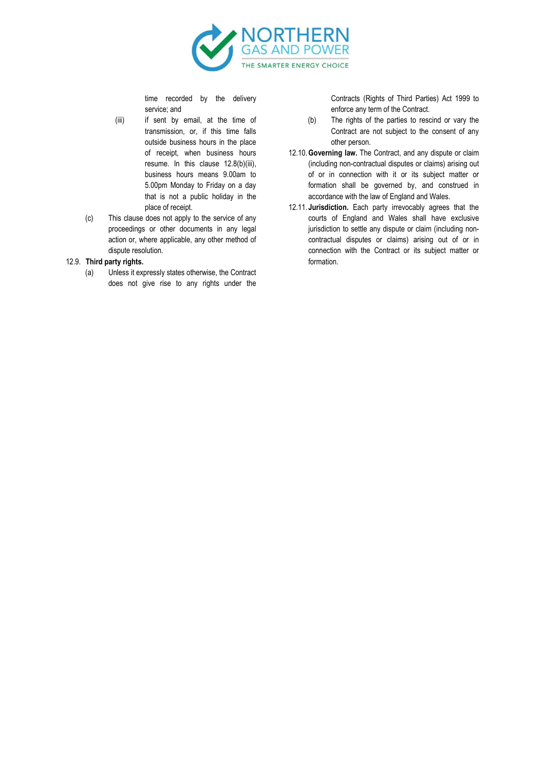time recorded by the delivery service; and

(iii) if sent by email, at the time of transmission, or, if this time falls outside business hours in the place of receipt, when business hours resume. In this clause 12.8(b)(iii), business hours means 9.00am to 5.00pm Monday to Friday on a day that is not a public holiday in the place of receipt.

(c) This clause does not apply to the service of any proceedings or other documents in any legal action or, where applicable, any other method of dispute resolution.

12.9. **Third party rights.**

(a) Unless it expressly states otherwise, the Contract does not give rise to any rights under the Contracts (Rights of Third Parties) Act 1999 to enforce any term of the Contract.

(b) The rights of the parties to rescind or vary the Contract are not subject to the consent of any other person.

12.10. **Governing law.** The Contract, and any dispute or claim (including non-contractual disputes or claims) arising out of or in connection with it or its subject matter or formation shall be governed by, and construed in accordance with the law of England and Wales.

12.11. **Jurisdiction.** Each party irrevocably agrees that the courts of England and Wales shall have exclusive jurisdiction to settle any dispute or claim (including non-contractual disputes or claims) arising out of or in connection with the Contract or its subject matter or formation.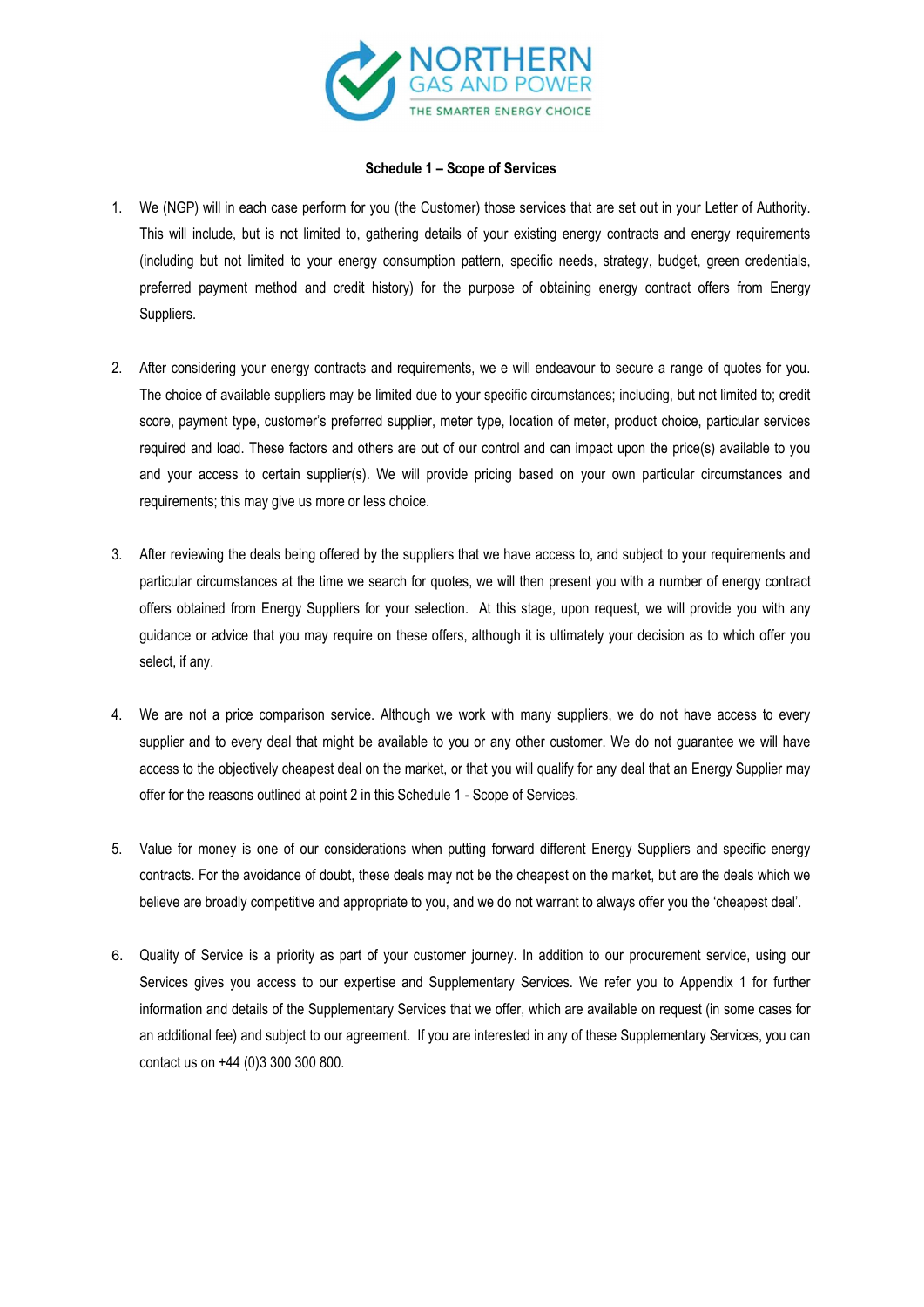**Schedule 1 – Scope of Services**

1. We (NGP) will in each case perform for you (the Customer) those services that are set out in your Letter of Authority. This will include, but is not limited to, gathering details of your existing energy contracts and energy requirements (including but not limited to your energy consumption pattern, specific needs, strategy, budget, green credentials, preferred payment method and credit history) for the purpose of obtaining energy contract offers from Energy Suppliers.

2. After considering your energy contracts and requirements, we e will endeavour to secure a range of quotes for you. The choice of available suppliers may be limited due to your specific circumstances; including, but not limited to; credit score, payment type, customer's preferred supplier, meter type, location of meter, product choice, particular services required and load. These factors and others are out of our control and can impact upon the price(s) available to you and your access to certain supplier(s). We will provide pricing based on your own particular circumstances and requirements; this may give us more or less choice.

3. After reviewing the deals being offered by the suppliers that we have access to, and subject to your requirements and particular circumstances at the time we search for quotes, we will then present you with a number of energy contract offers obtained from Energy Suppliers for your selection. At this stage, upon request, we will provide you with any guidance or advice that you may require on these offers, although it is ultimately your decision as to which offer you select, if any.

4. We are not a price comparison service. Although we work with many suppliers, we do not have access to every supplier and to every deal that might be available to you or any other customer. We do not guarantee we will have access to the objectively cheapest deal on the market, or that you will qualify for any deal that an Energy Supplier may offer for the reasons outlined at point 2 in this Schedule 1 - Scope of Services.

5. Value for money is one of our considerations when putting forward different Energy Suppliers and specific energy contracts. For the avoidance of doubt, these deals may not be the cheapest on the market, but are the deals which we believe are broadly competitive and appropriate to you, and we do not warrant to always offer you the 'cheapest deal'.

6. Quality of Service is a priority as part of your customer journey. In addition to our procurement service, using our Services gives you access to our expertise and Supplementary Services. We refer you to Appendix 1 for further information and details of the Supplementary Services that we offer, which are available on request (in some cases for an additional fee) and subject to our agreement. If you are interested in any of these Supplementary Services, you can contact us on +44 (0)3 300 300 800.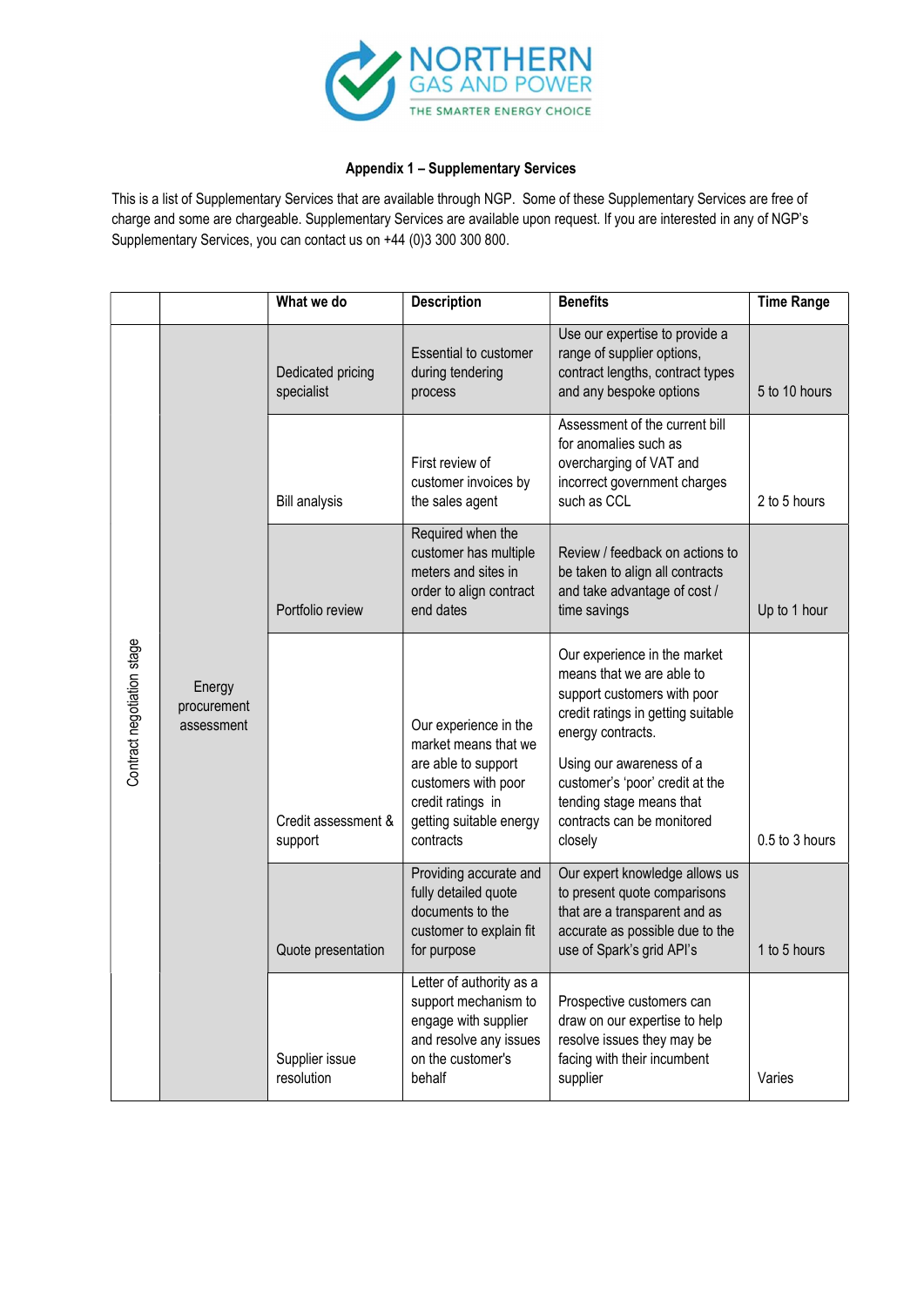### Appendix 1 – Supplementary Services

This is a list of Supplementary Services that are available through NGP. Some of these Supplementary Services are free of charge and some are chargeable. Supplementary Services are available upon request. If you are interested in any of NGP's Supplementary Services, you can contact us on +44 (0)3 300 300 800.

| | | What we do | Description | Benefits | Time Range |
|---|---|---|---|---|---|
| Contract negotiation stage | Energy procurement assessment | Dedicated pricing specialist | Essential to customer during tendering process | Use our expertise to provide a range of supplier options, contract lengths, contract types and any bespoke options | 5 to 10 hours |
| | | Bill analysis | First review of customer invoices by the sales agent | Assessment of the current bill for anomalies such as overcharging of VAT and incorrect government charges such as CCL | 2 to 5 hours |
| | | Portfolio review | Required when the customer has multiple meters and sites in order to align contract end dates | Review / feedback on actions to be taken to align all contracts and take advantage of cost / time savings | Up to 1 hour |
| | | Credit assessment & support | Our experience in the market means that we are able to support customers with poor credit ratings in getting suitable energy contracts | Our experience in the market means that we are able to support customers with poor credit ratings in getting suitable energy contracts. Using our awareness of a customer's 'poor' credit at the tending stage means that contracts can be monitored closely | 0.5 to 3 hours |
| | | Quote presentation | Providing accurate and fully detailed quote documents to the customer to explain fit for purpose | Our expert knowledge allows us to present quote comparisons that are a transparent and as accurate as possible due to the use of Spark's grid API's | 1 to 5 hours |
| | | Supplier issue resolution | Letter of authority as a support mechanism to engage with supplier and resolve any issues on the customer's behalf | Prospective customers can draw on our expertise to help resolve issues they may be facing with their incumbent supplier | Varies |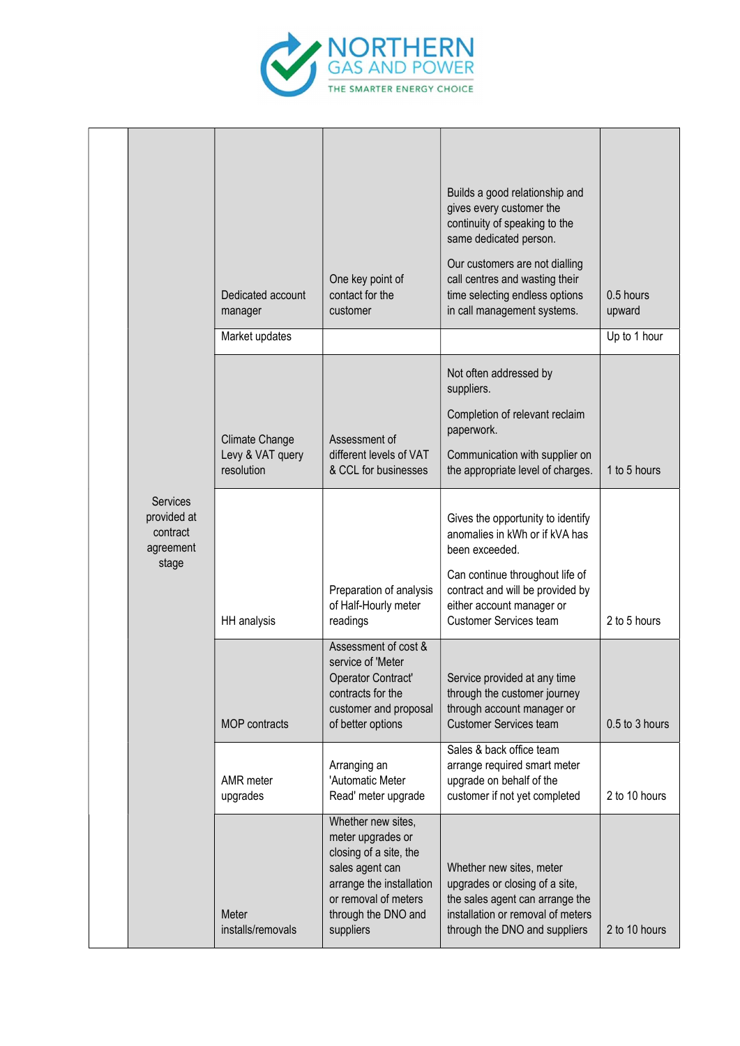| | | | | | |
|---|---|---|---|---|---|
| | Services provided at contract agreement stage | Dedicated account manager | One key point of contact for the customer | Builds a good relationship and gives every customer the continuity of speaking to the same dedicated person.<br><br>Our customers are not dialling call centres and wasting their time selecting endless options in call management systems. | 0.5 hours upward |
| | | Market updates | | | Up to 1 hour |
| | | Climate Change Levy & VAT query resolution | Assessment of different levels of VAT & CCL for businesses | Not often addressed by suppliers.<br><br>Completion of relevant reclaim paperwork.<br><br>Communication with supplier on the appropriate level of charges. | 1 to 5 hours |
| | | HH analysis | Preparation of analysis of Half-Hourly meter readings | Gives the opportunity to identify anomalies in kWh or if kVA has been exceeded.<br><br>Can continue throughout life of contract and will be provided by either account manager or Customer Services team | 2 to 5 hours |
| | | MOP contracts | Assessment of cost & service of 'Meter Operator Contract' contracts for the customer and proposal of better options | Service provided at any time through the customer journey through account manager or Customer Services team | 0.5 to 3 hours |
| | | AMR meter upgrades | Arranging an 'Automatic Meter Read' meter upgrade | Sales & back office team arrange required smart meter upgrade on behalf of the customer if not yet completed | 2 to 10 hours |
| | | Meter installs/removals | Whether new sites, meter upgrades or closing of a site, the sales agent can arrange the installation or removal of meters through the DNO and suppliers | Whether new sites, meter upgrades or closing of a site, the sales agent can arrange the installation or removal of meters through the DNO and suppliers | 2 to 10 hours |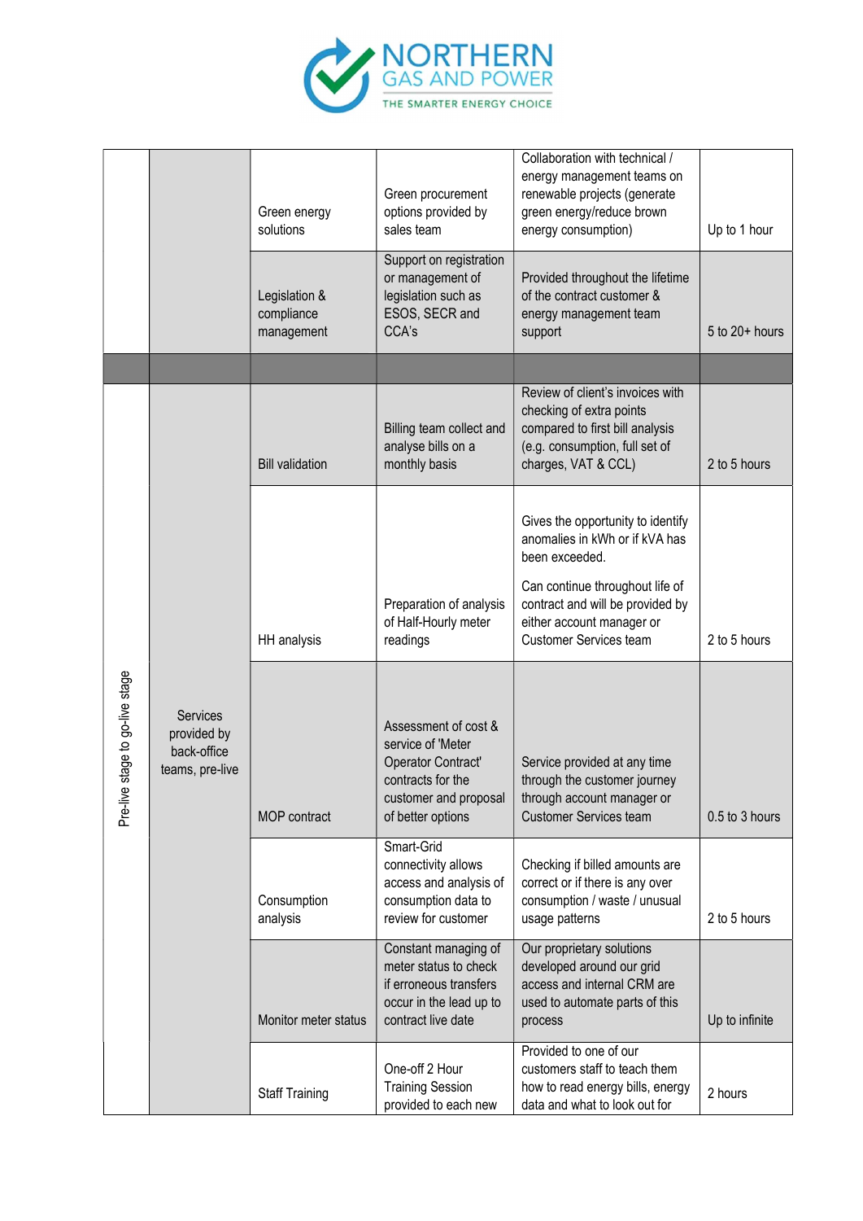| | | | | | |
|---|---|---|---|---|---|
| | | Green energy solutions | Green procurement options provided by sales team | Collaboration with technical / energy management teams on renewable projects (generate green energy/reduce brown energy consumption) | Up to 1 hour |
| | | Legislation & compliance management | Support on registration or management of legislation such as ESOS, SECR and CCA's | Provided throughout the lifetime of the contract customer & energy management team support | 5 to 20+ hours |
| | | | | | |
| Pre-live stage to go-live stage | Services provided by back-office teams, pre-live | Bill validation | Billing team collect and analyse bills on a monthly basis | Review of client's invoices with checking of extra points compared to first bill analysis (e.g. consumption, full set of charges, VAT & CCL) | 2 to 5 hours |
| | | HH analysis | Preparation of analysis of Half-Hourly meter readings | Gives the opportunity to identify anomalies in kWh or if kVA has been exceeded.<br><br>Can continue throughout life of contract and will be provided by either account manager or Customer Services team | 2 to 5 hours |
| | | MOP contract | Assessment of cost & service of 'Meter Operator Contract' contracts for the customer and proposal of better options | Service provided at any time through the customer journey through account manager or Customer Services team | 0.5 to 3 hours |
| | | Consumption analysis | Smart-Grid connectivity allows access and analysis of consumption data to review for customer | Checking if billed amounts are correct or if there is any over consumption / waste / unusual usage patterns | 2 to 5 hours |
| | | Monitor meter status | Constant managing of meter status to check if erroneous transfers occur in the lead up to contract live date | Our proprietary solutions developed around our grid access and internal CRM are used to automate parts of this process | Up to infinite |
| | | Staff Training | One-off 2 Hour Training Session provided to each new | Provided to one of our customers staff to teach them how to read energy bills, energy data and what to look out for | 2 hours |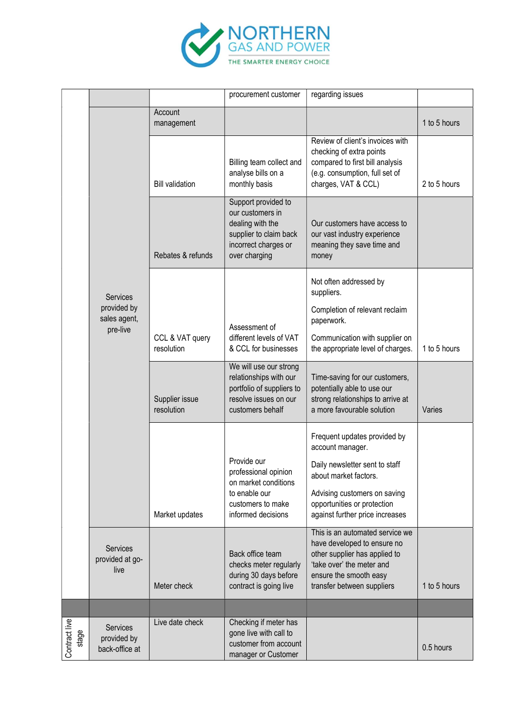| | | | procurement customer | regarding issues | |
|---|---|---|---|---|---|
| | Services provided by sales agent, pre-live | Account management | | | 1 to 5 hours |
| | | Bill validation | Billing team collect and analyse bills on a monthly basis | Review of client's invoices with checking of extra points compared to first bill analysis (e.g. consumption, full set of charges, VAT & CCL) | 2 to 5 hours |
| | | Rebates & refunds | Support provided to our customers in dealing with the supplier to claim back incorrect charges or over charging | Our customers have access to our vast industry experience meaning they save time and money | |
| | | CCL & VAT query resolution | Assessment of different levels of VAT & CCL for businesses | Not often addressed by suppliers.<br><br>Completion of relevant reclaim paperwork.<br><br>Communication with supplier on the appropriate level of charges. | 1 to 5 hours |
| | | Supplier issue resolution | We will use our strong relationships with our portfolio of suppliers to resolve issues on our customers behalf | Time-saving for our customers, potentially able to use our strong relationships to arrive at a more favourable solution | Varies |
| | | Market updates | Provide our professional opinion on market conditions to enable our customers to make informed decisions | Frequent updates provided by account manager.<br><br>Daily newsletter sent to staff about market factors.<br><br>Advising customers on saving opportunities or protection against further price increases | |
| | Services provided at go-live | Meter check | Back office team checks meter regularly during 30 days before contract is going live | This is an automated service we have developed to ensure no other supplier has applied to 'take over' the meter and ensure the smooth easy transfer between suppliers | 1 to 5 hours |
| | | | | | |
| Contract live stage | Services provided by back-office at | Live date check | Checking if meter has gone live with call to customer from account manager or Customer | | 0.5 hours |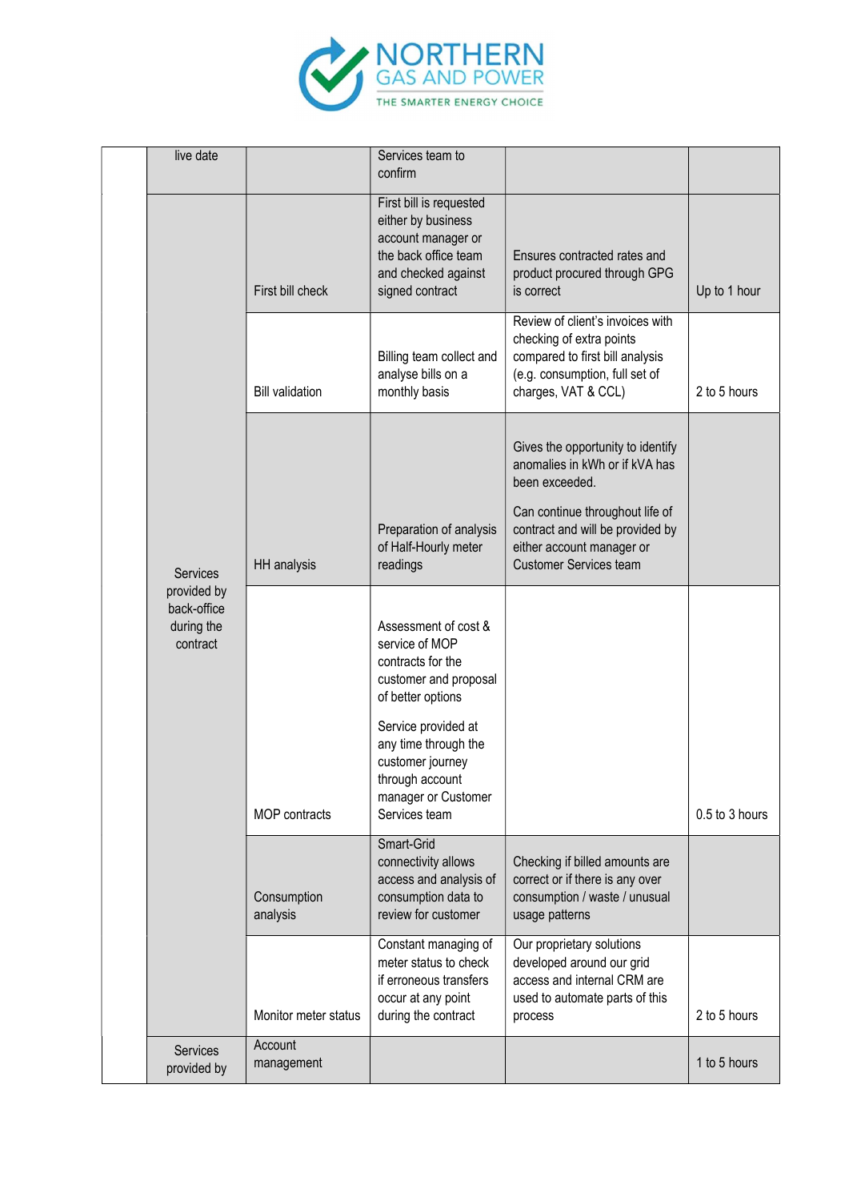| | | | | | |
|---|---|---|---|---|---|
| | live date | | Services team to confirm | | |
| | Services provided by back-office during the contract | First bill check | First bill is requested either by business account manager or the back office team and checked against signed contract | Ensures contracted rates and product procured through GPG is correct | Up to 1 hour |
| | | Bill validation | Billing team collect and analyse bills on a monthly basis | Review of client's invoices with checking of extra points compared to first bill analysis (e.g. consumption, full set of charges, VAT & CCL) | 2 to 5 hours |
| | | HH analysis | Preparation of analysis of Half-Hourly meter readings | Gives the opportunity to identify anomalies in kWh or if kVA has been exceeded.<br><br>Can continue throughout life of contract and will be provided by either account manager or Customer Services team | |
| | | MOP contracts | Assessment of cost & service of MOP contracts for the customer and proposal of better options<br><br>Service provided at any time through the customer journey through account manager or Customer Services team | | 0.5 to 3 hours |
| | | Consumption analysis | Smart-Grid connectivity allows access and analysis of consumption data to review for customer | Checking if billed amounts are correct or if there is any over consumption / waste / unusual usage patterns | |
| | | Monitor meter status | Constant managing of meter status to check if erroneous transfers occur at any point during the contract | Our proprietary solutions developed around our grid access and internal CRM are used to automate parts of this process | 2 to 5 hours |
| | Services provided by | Account management | | | 1 to 5 hours |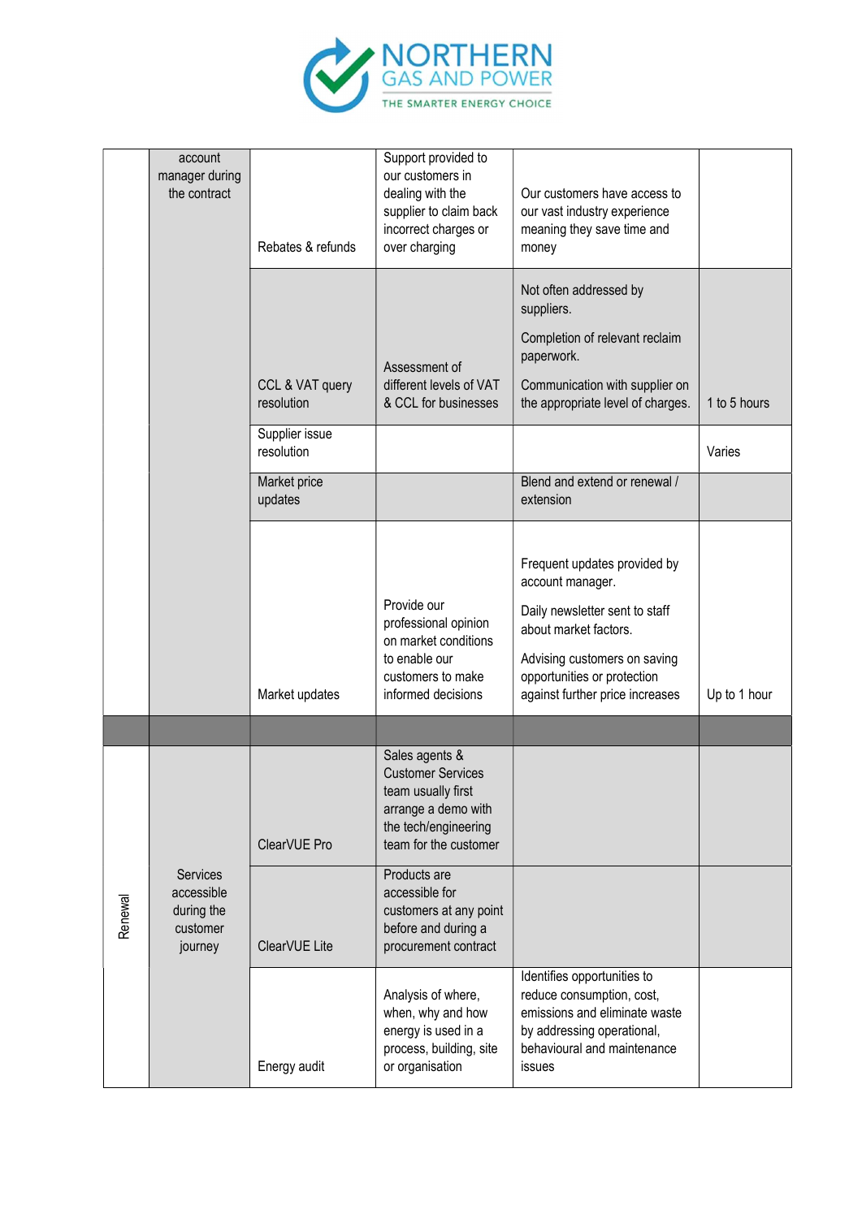| | | | | | |
|---|---|---|---|---|---|
| | account manager during the contract | Rebates & refunds | Support provided to our customers in dealing with the supplier to claim back incorrect charges or over charging | Our customers have access to our vast industry experience meaning they save time and money | |
| | | CCL & VAT query resolution | Assessment of different levels of VAT & CCL for businesses | Not often addressed by suppliers.<br><br>Completion of relevant reclaim paperwork.<br><br>Communication with supplier on the appropriate level of charges. | 1 to 5 hours |
| | | Supplier issue resolution | | | Varies |
| | | Market price updates | | Blend and extend or renewal / extension | |
| | | Market updates | Provide our professional opinion on market conditions to enable our customers to make informed decisions | Frequent updates provided by account manager.<br><br>Daily newsletter sent to staff about market factors.<br><br>Advising customers on saving opportunities or protection against further price increases | Up to 1 hour |
| | | | | | |
| Renewal | Services accessible during the customer journey | ClearVUE Pro | Sales agents & Customer Services team usually first arrange a demo with the tech/engineering team for the customer | | |
| | | ClearVUE Lite | Products are accessible for customers at any point before and during a procurement contract | | |
| | | Energy audit | Analysis of where, when, why and how energy is used in a process, building, site or organisation | Identifies opportunities to reduce consumption, cost, emissions and eliminate waste by addressing operational, behavioural and maintenance issues | |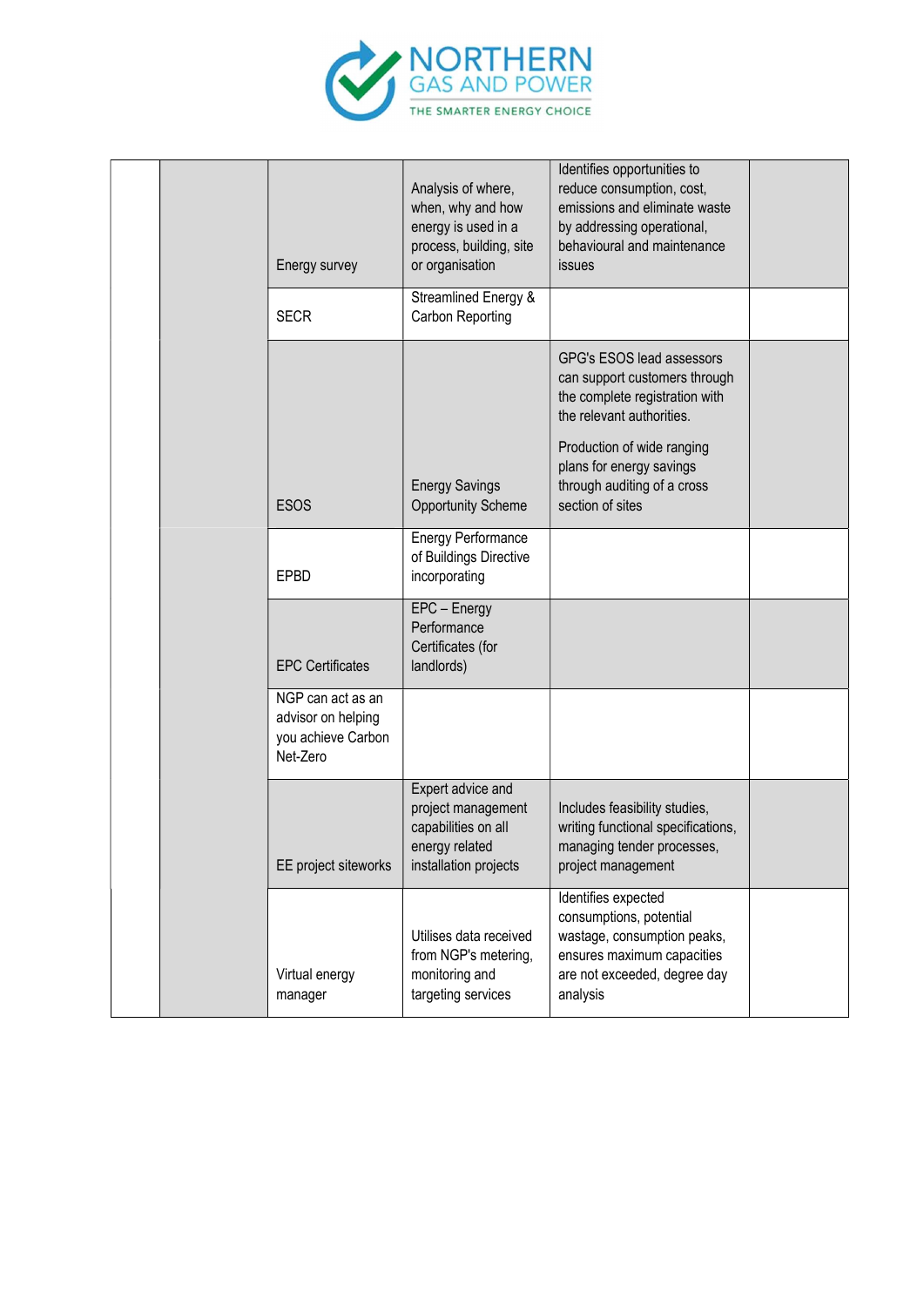| | | | | | |
|---|---|---|---|---|---|
| | | Energy survey | Analysis of where, when, why and how energy is used in a process, building, site or organisation | Identifies opportunities to reduce consumption, cost, emissions and eliminate waste by addressing operational, behavioural and maintenance issues | |
| | | SECR | Streamlined Energy & Carbon Reporting | | |
| | | ESOS | Energy Savings Opportunity Scheme | GPG's ESOS lead assessors can support customers through the complete registration with the relevant authorities.<br><br>Production of wide ranging plans for energy savings through auditing of a cross section of sites | |
| | | EPBD | Energy Performance of Buildings Directive incorporating | | |
| | | EPC Certificates | EPC – Energy Performance Certificates (for landlords) | | |
| | | NGP can act as an advisor on helping you achieve Carbon Net-Zero | | | |
| | | EE project siteworks | Expert advice and project management capabilities on all energy related installation projects | Includes feasibility studies, writing functional specifications, managing tender processes, project management | |
| | | Virtual energy manager | Utilises data received from NGP's metering, monitoring and targeting services | Identifies expected consumptions, potential wastage, consumption peaks, ensures maximum capacities are not exceeded, degree day analysis | |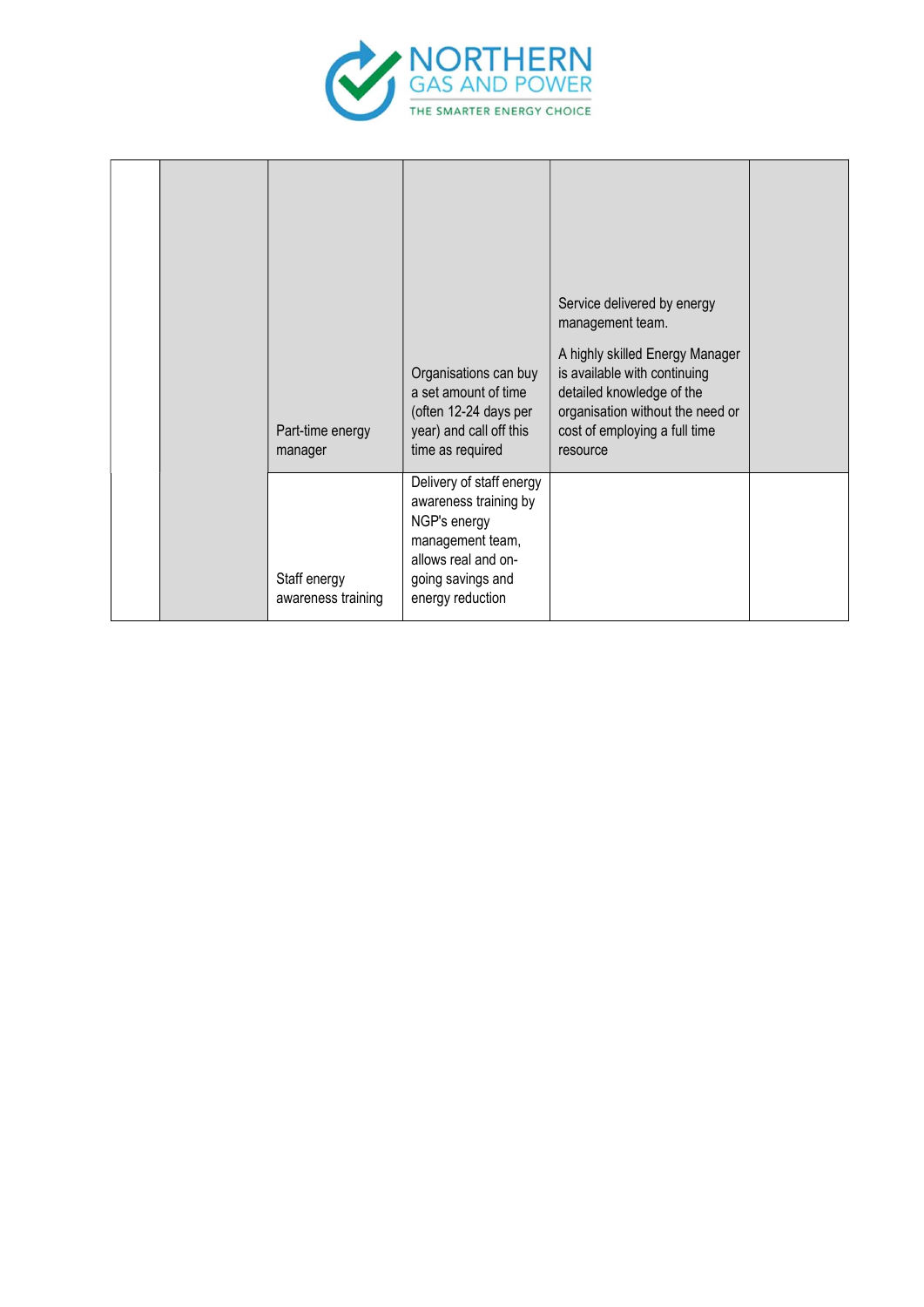| | | | | | |
|---|---|---|---|---|---|
| | | Part-time energy manager | Organisations can buy a set amount of time (often 12-24 days per year) and call off this time as required | Service delivered by energy management team.<br><br>A highly skilled Energy Manager is available with continuing detailed knowledge of the organisation without the need or cost of employing a full time resource | |
| | | Staff energy awareness training | Delivery of staff energy awareness training by NGP's energy management team, allows real and on-going savings and energy reduction | | |